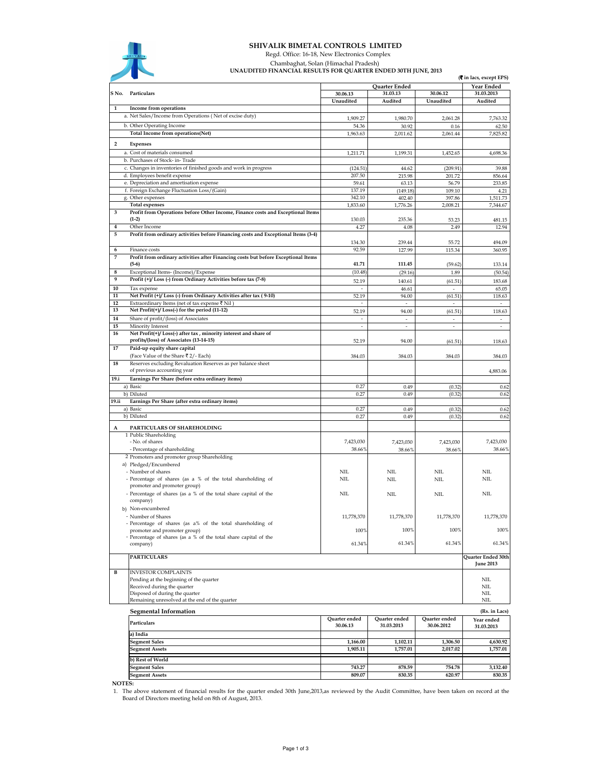# SHIVALIK BIMETAL CONTROLS LIMITED

Regd. Office: 16-18, New Electronics Complex

Chambaghat, Solan (Himachal Pradesh)

**UNAUDITED FINANCIAL RESULTS FOR QUARTER ENDED 30TH JUNE, 2013**

(₹ in lacs, except EPS)

| S No. | Particulars | Quarter Ended | | | Year Ended |
|---|---|---|---|---|---|
| | | 30.06.13 | 31.03.13 | 30.06.12 | 31.03.2013 |
| | | Unaudited | Audited | Unaudited | Audited |
| 1 | **Income from operations** | | | | |
| | a. Net Sales/Income from Operations ( Net of excise duty) | 1,909.27 | 1,980.70 | 2,061.28 | 7,763.32 |
| | b. Other Operating Income | 54.36 | 30.92 | 0.16 | 62.50 |
| | **Total Income from operations(Net)** | 1,963.63 | 2,011.62 | 2,061.44 | 7,825.82 |
| 2 | **Expenses** | | | | |
| | a. Cost of materials consumed | 1,211.71 | 1,199.31 | 1,452.65 | 4,698.36 |
| | b. Purchases of Stock- in- Trade | | | | |
| | c. Changes in inventories of finished goods and work in progress | (124.51) | 44.62 | (209.91) | 39.88 |
| | d. Employees benefit expense | 207.50 | 215.98 | 201.72 | 856.64 |
| | e. Depreciation and amortisation expense | 59.61 | 63.13 | 56.79 | 233.85 |
| | f. Foreign Exchange Fluctuation Loss/(Gain) | 137.19 | (149.18) | 109.10 | 4.21 |
| | g. Other expenses | 342.10 | 402.40 | 397.86 | 1,511.73 |
| | **Total expenses** | 1,833.60 | 1,776.26 | 2,008.21 | 7,344.67 |
| 3 | **Profit from Operations before Other Income, Finance costs and Exceptional Items (1-2)** | 130.03 | 235.36 | 53.23 | 481.15 |
| 4 | Other Income | 4.27 | 4.08 | 2.49 | 12.94 |
| 5 | **Profit from ordinary activities before Financing costs and Exceptional Items (3-4)** | 134.30 | 239.44 | 55.72 | 494.09 |
| 6 | Finance costs | 92.59 | 127.99 | 115.34 | 360.95 |
| 7 | **Profit from ordinary activities after Financing costs but before Exceptional Items (5-6)** | **41.71** | **111.45** | (59.62) | 133.14 |
| 8 | Exceptional Items- (Income)/Expense | (10.48) | (29.16) | 1.89 | (50.54) |
| 9 | **Profit (+)/ Loss (-) from Ordinary Activities before tax (7-8)** | 52.19 | 140.61 | (61.51) | 183.68 |
| 10 | Tax expense | - | 46.61 | - | 65.05 |
| 11 | **Net Profit (+)/ Loss (-) from Ordinary Activities after tax ( 9-10)** | 52.19 | 94.00 | (61.51) | 118.63 |
| 12 | Extraordinary Items (net of tax expense ₹ Nil ) | - | - | - | - |
| 13 | **Net Profit(+)/ Loss(-) for the period (11-12)** | 52.19 | 94.00 | (61.51) | 118.63 |
| 14 | Share of profit/(loss) of Associates | - | - | - | - |
| 15 | Minority Interest | - | - | - | - |
| 16 | **Net Profit(+)/ Loss(-) after tax , minority interest and share of profits/(loss) of Associates (13-14-15)** | 52.19 | 94.00 | (61.51) | 118.63 |
| 17 | **Paid-up equity share capital** (Face Value of the Share ₹ 2/- Each) | 384.03 | 384.03 | 384.03 | 384.03 |
| 18 | Reserves excluding Revaluation Reserves as per balance sheet of previous accounting year | | | | 4,883.06 |
| 19.i | **Earnings Per Share (before extra ordinary items)** | | | | |
| | a) Basic | 0.27 | 0.49 | (0.32) | 0.62 |
| | b) Diluted | 0.27 | 0.49 | (0.32) | 0.62 |
| 19.ii | **Earnings Per Share (after extra ordinary items)** | | | | |
| | a) Basic | 0.27 | 0.49 | (0.32) | 0.62 |
| | b) Diluted | 0.27 | 0.49 | (0.32) | 0.62 |
| A | **PARTICULARS OF SHAREHOLDING** | | | | |
| | 1 Public Shareholding | | | | |
| | - No. of shares | 7,423,030 | 7,423,030 | 7,423,030 | 7,423,030 |
| | - Percentage of shareholding | 38.66% | 38.66% | 38.66% | 38.66% |
| | 2 Promoters and promoter group Shareholding | | | | |
| | a) Pledged/Encumbered | | | | |
| | - Number of shares | NIL | NIL | NIL | NIL |
| | - Percentage of shares (as a % of the total shareholding of promoter and promoter group) | NIL | NIL | NIL | NIL |
| | - Percentage of shares (as a % of the total share capital of the company) | NIL | NIL | NIL | NIL |
| | b) Non-encumbered | | | | |
| | - Number of Shares | 11,778,370 | 11,778,370 | 11,778,370 | 11,778,370 |
| | - Percentage of shares (as a% of the total shareholding of promoter and promoter group) | 100% | 100% | 100% | 100% |
| | - Percentage of shares (as a % of the total share capital of the company) | 61.34% | 61.34% | 61.34% | 61.34% |

| | PARTICULARS | Quarter Ended 30th June 2013 |
|---|---|---|
| B | INVESTOR COMPLAINTS | |
| | Pending at the beginning of the quarter | NIL |
| | Received during the quarter | NIL |
| | Disposed of during the quarter | NIL |
| | Remaining unresolved at the end of the quarter | NIL |

## Segmental Information

(Rs. in Lacs)

| Particulars | Quarter ended 30.06.13 | Quarter ended 31.03.2013 | Quarter ended 30.06.2012 | Year ended 31.03.2013 |
|---|---|---|---|---|
| **a) India** | | | | |
| **Segment Sales** | **1,166.00** | **1,102.11** | **1,306.50** | **4,630.92** |
| **Segment Assets** | **1,905.11** | **1,757.01** | **2,017.02** | **1,757.01** |
| **b) Rest of World** | | | | |
| **Segment Sales** | **743.27** | **878.59** | **754.78** | **3,132.40** |
| **Segment Assets** | **809.07** | **830.35** | **620.97** | **830.35** |

**NOTES:**

1. The above statement of financial results for the quarter ended 30th June,2013,as reviewed by the Audit Committee, have been taken on record at the Board of Directors meeting held on 8th of August, 2013.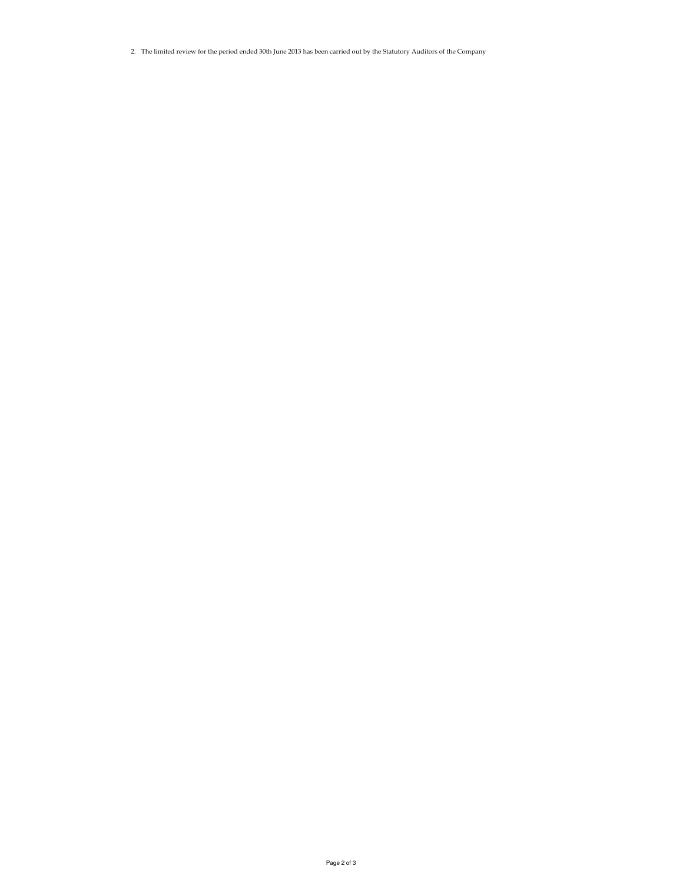2. The limited review for the period ended 30th June 2013 has been carried out by the Statutory Auditors of the Company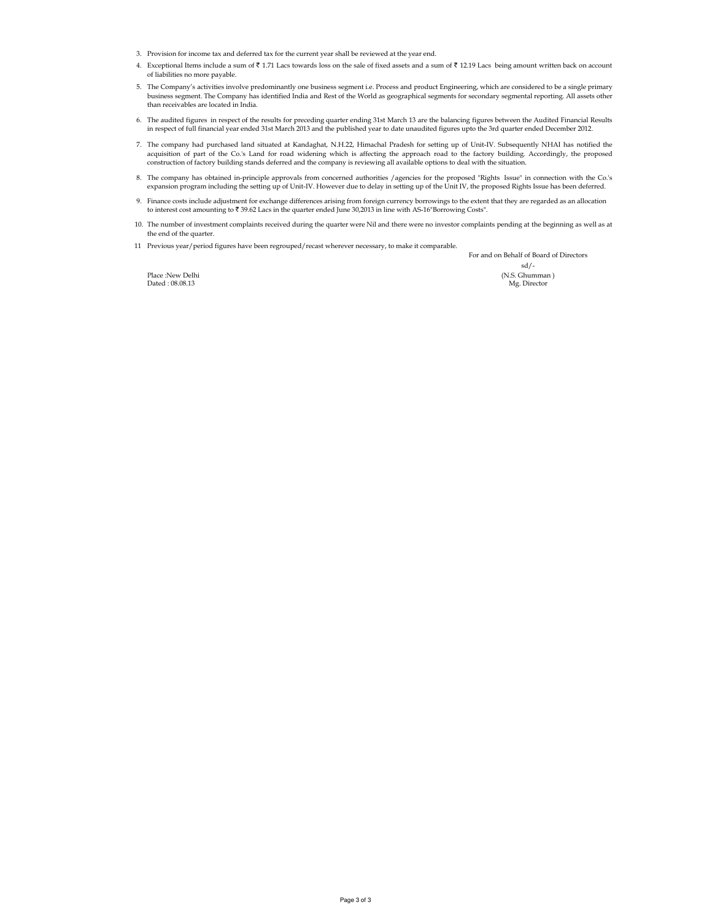3. Provision for income tax and deferred tax for the current year shall be reviewed at the year end.
4. Exceptional Items include a sum of ₹ 1.71 Lacs towards loss on the sale of fixed assets and a sum of ₹ 12.19 Lacs being amount written back on account of liabilities no more payable.
5. The Company's activities involve predominantly one business segment i.e. Process and product Engineering, which are considered to be a single primary business segment. The Company has identified India and Rest of the World as geographical segments for secondary segmental reporting. All assets other than receivables are located in India.
6. The audited figures in respect of the results for preceding quarter ending 31st March 13 are the balancing figures between the Audited Financial Results in respect of full financial year ended 31st March 2013 and the published year to date unaudited figures upto the 3rd quarter ended December 2012.
7. The company had purchased land situated at Kandaghat, N.H.22, Himachal Pradesh for setting up of Unit-IV. Subsequently NHAI has notified the acquisition of part of the Co.'s Land for road widening which is affecting the approach road to the factory building. Accordingly, the proposed construction of factory building stands deferred and the company is reviewing all available options to deal with the situation.
8. The company has obtained in-principle approvals from concerned authorities /agencies for the proposed "Rights Issue" in connection with the Co.'s expansion program including the setting up of Unit-IV. However due to delay in setting up of the Unit IV, the proposed Rights Issue has been deferred.
9. Finance costs include adjustment for exchange differences arising from foreign currency borrowings to the extent that they are regarded as an allocation to interest cost amounting to ₹ 39.62 Lacs in the quarter ended June 30,2013 in line with AS-16"Borrowing Costs".
10. The number of investment complaints received during the quarter were Nil and there were no investor complaints pending at the beginning as well as at the end of the quarter.
11. Previous year/period figures have been regrouped/recast wherever necessary, to make it comparable.

For and on Behalf of Board of Directors

sd/-

(N.S. Ghumman )

Mg. Director

Place :New Delhi

Dated : 08.08.13